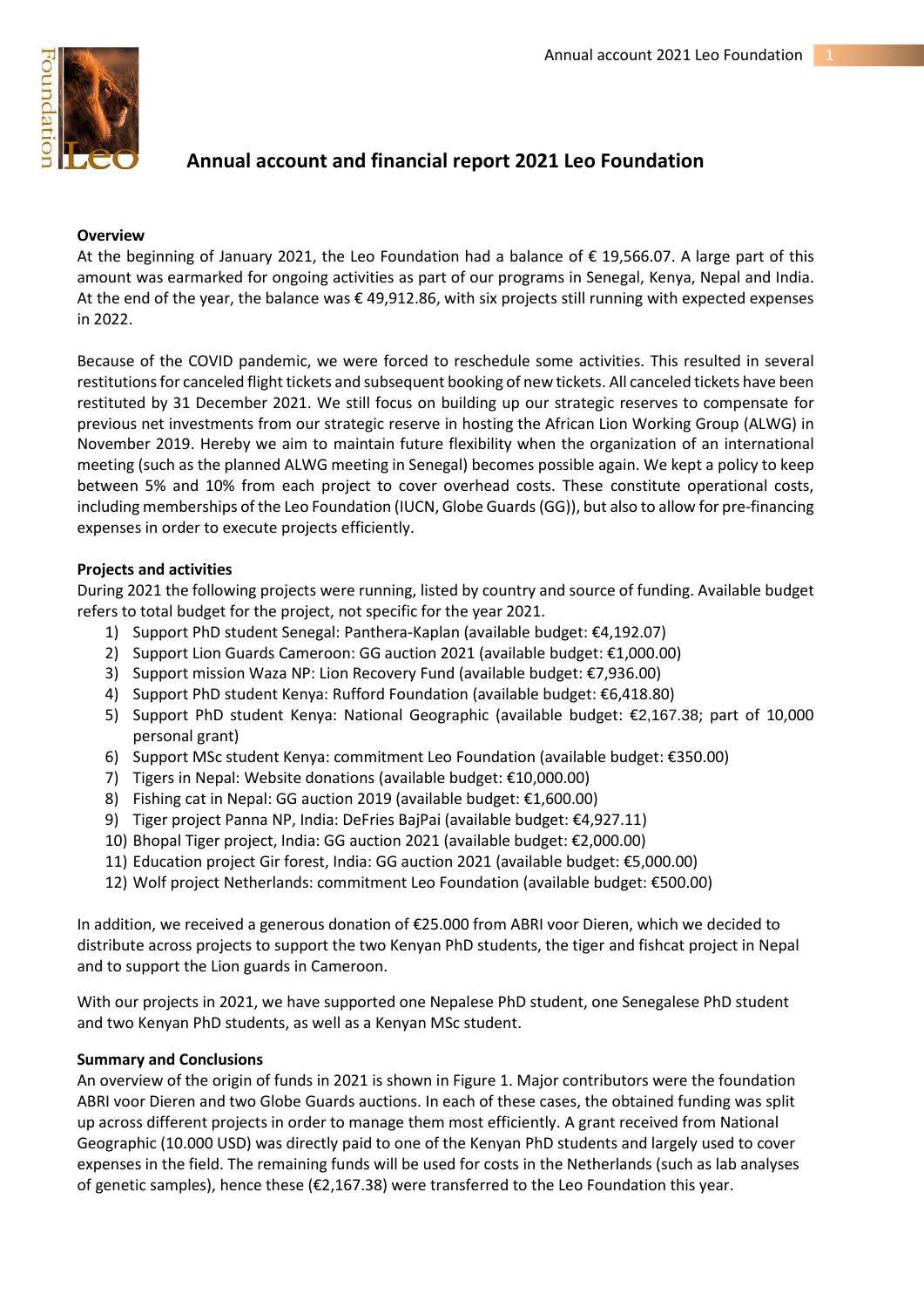# Annual account and financial report 2021 Leo Foundation

**Overview**

At the beginning of January 2021, the Leo Foundation had a balance of € 19,566.07. A large part of this amount was earmarked for ongoing activities as part of our programs in Senegal, Kenya, Nepal and India. At the end of the year, the balance was € 49,912.86, with six projects still running with expected expenses in 2022.

Because of the COVID pandemic, we were forced to reschedule some activities. This resulted in several restitutions for canceled flight tickets and subsequent booking of new tickets. All canceled tickets have been restituted by 31 December 2021. We still focus on building up our strategic reserves to compensate for previous net investments from our strategic reserve in hosting the African Lion Working Group (ALWG) in November 2019. Hereby we aim to maintain future flexibility when the organization of an international meeting (such as the planned ALWG meeting in Senegal) becomes possible again. We kept a policy to keep between 5% and 10% from each project to cover overhead costs. These constitute operational costs, including memberships of the Leo Foundation (IUCN, Globe Guards (GG)), but also to allow for pre-financing expenses in order to execute projects efficiently.

**Projects and activities**

During 2021 the following projects were running, listed by country and source of funding. Available budget refers to total budget for the project, not specific for the year 2021.

1) Support PhD student Senegal: Panthera-Kaplan (available budget: €4,192.07)
2) Support Lion Guards Cameroon: GG auction 2021 (available budget: €1,000.00)
3) Support mission Waza NP: Lion Recovery Fund (available budget: €7,936.00)
4) Support PhD student Kenya: Rufford Foundation (available budget: €6,418.80)
5) Support PhD student Kenya: National Geographic (available budget: €2,167.38; part of 10,000 personal grant)
6) Support MSc student Kenya: commitment Leo Foundation (available budget: €350.00)
7) Tigers in Nepal: Website donations (available budget: €10,000.00)
8) Fishing cat in Nepal: GG auction 2019 (available budget: €1,600.00)
9) Tiger project Panna NP, India: DeFries BajPai (available budget: €4,927.11)
10) Bhopal Tiger project, India: GG auction 2021 (available budget: €2,000.00)
11) Education project Gir forest, India: GG auction 2021 (available budget: €5,000.00)
12) Wolf project Netherlands: commitment Leo Foundation (available budget: €500.00)

In addition, we received a generous donation of €25.000 from ABRI voor Dieren, which we decided to distribute across projects to support the two Kenyan PhD students, the tiger and fishcat project in Nepal and to support the Lion guards in Cameroon.

With our projects in 2021, we have supported one Nepalese PhD student, one Senegalese PhD student and two Kenyan PhD students, as well as a Kenyan MSc student.

**Summary and Conclusions**

An overview of the origin of funds in 2021 is shown in Figure 1. Major contributors were the foundation ABRI voor Dieren and two Globe Guards auctions. In each of these cases, the obtained funding was split up across different projects in order to manage them most efficiently. A grant received from National Geographic (10.000 USD) was directly paid to one of the Kenyan PhD students and largely used to cover expenses in the field. The remaining funds will be used for costs in the Netherlands (such as lab analyses of genetic samples), hence these (€2,167.38) were transferred to the Leo Foundation this year.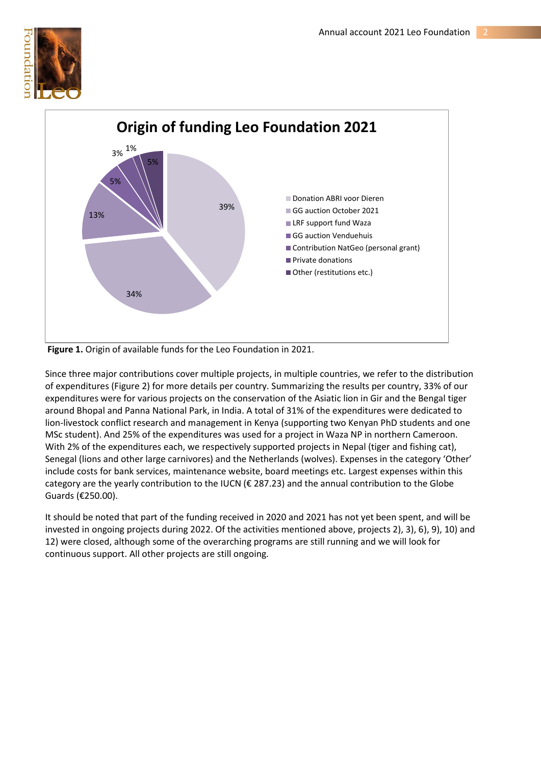**Origin of funding Leo Foundation 2021**

| Source | Share |
|---|---|
| Donation ABRI voor Dieren | 39% |
| GG auction October 2021 | 34% |
| LRF support fund Waza | 13% |
| GG auction Venduehuis | 5% |
| Contribution NatGeo (personal grant) | 3% |
| Private donations | 1% |
| Other (restitutions etc.) | 5% |

**Figure 1.** Origin of available funds for the Leo Foundation in 2021.

Since three major contributions cover multiple projects, in multiple countries, we refer to the distribution of expenditures (Figure 2) for more details per country. Summarizing the results per country, 33% of our expenditures were for various projects on the conservation of the Asiatic lion in Gir and the Bengal tiger around Bhopal and Panna National Park, in India. A total of 31% of the expenditures were dedicated to lion-livestock conflict research and management in Kenya (supporting two Kenyan PhD students and one MSc student). And 25% of the expenditures was used for a project in Waza NP in northern Cameroon. With 2% of the expenditures each, we respectively supported projects in Nepal (tiger and fishing cat), Senegal (lions and other large carnivores) and the Netherlands (wolves). Expenses in the category 'Other' include costs for bank services, maintenance website, board meetings etc. Largest expenses within this category are the yearly contribution to the IUCN (€ 287.23) and the annual contribution to the Globe Guards (€250.00).

It should be noted that part of the funding received in 2020 and 2021 has not yet been spent, and will be invested in ongoing projects during 2022. Of the activities mentioned above, projects 2), 3), 6), 9), 10) and 12) were closed, although some of the overarching programs are still running and we will look for continuous support. All other projects are still ongoing.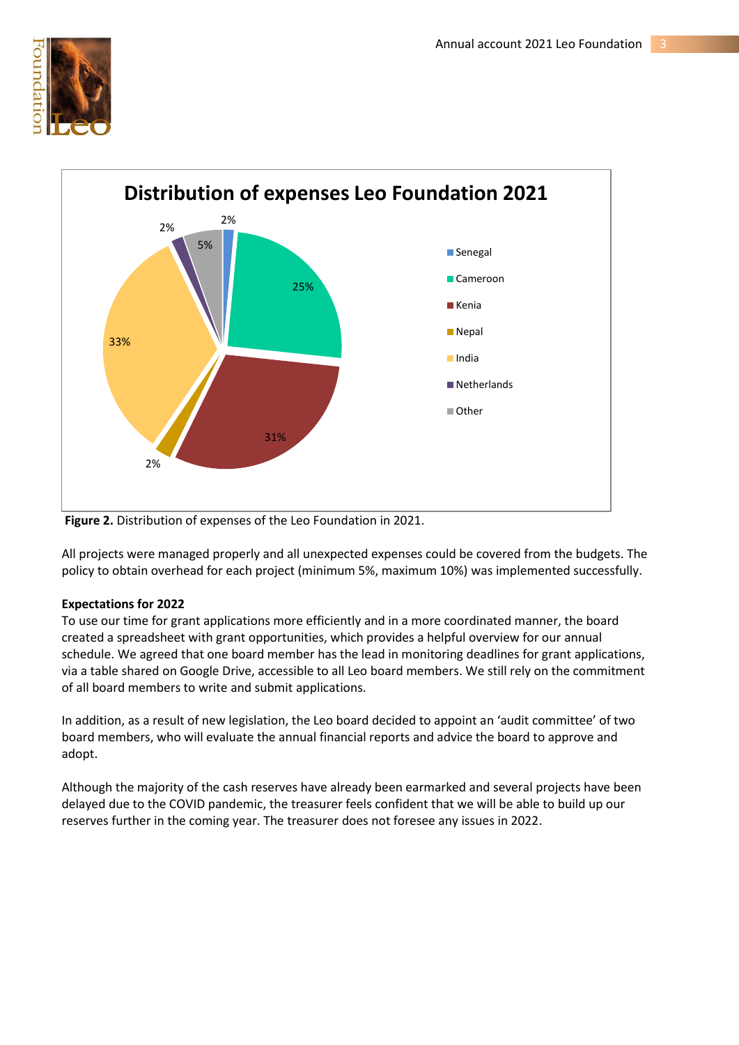**Distribution of expenses Leo Foundation 2021**

- Senegal: 2%
- Cameroon: 25%
- Kenia: 31%
- Nepal: 2%
- India: 33%
- Netherlands: 2%
- Other: 5%

**Figure 2.** Distribution of expenses of the Leo Foundation in 2021.

All projects were managed properly and all unexpected expenses could be covered from the budgets. The policy to obtain overhead for each project (minimum 5%, maximum 10%) was implemented successfully.

**Expectations for 2022**

To use our time for grant applications more efficiently and in a more coordinated manner, the board created a spreadsheet with grant opportunities, which provides a helpful overview for our annual schedule. We agreed that one board member has the lead in monitoring deadlines for grant applications, via a table shared on Google Drive, accessible to all Leo board members. We still rely on the commitment of all board members to write and submit applications.

In addition, as a result of new legislation, the Leo board decided to appoint an 'audit committee' of two board members, who will evaluate the annual financial reports and advice the board to approve and adopt.

Although the majority of the cash reserves have already been earmarked and several projects have been delayed due to the COVID pandemic, the treasurer feels confident that we will be able to build up our reserves further in the coming year. The treasurer does not foresee any issues in 2022.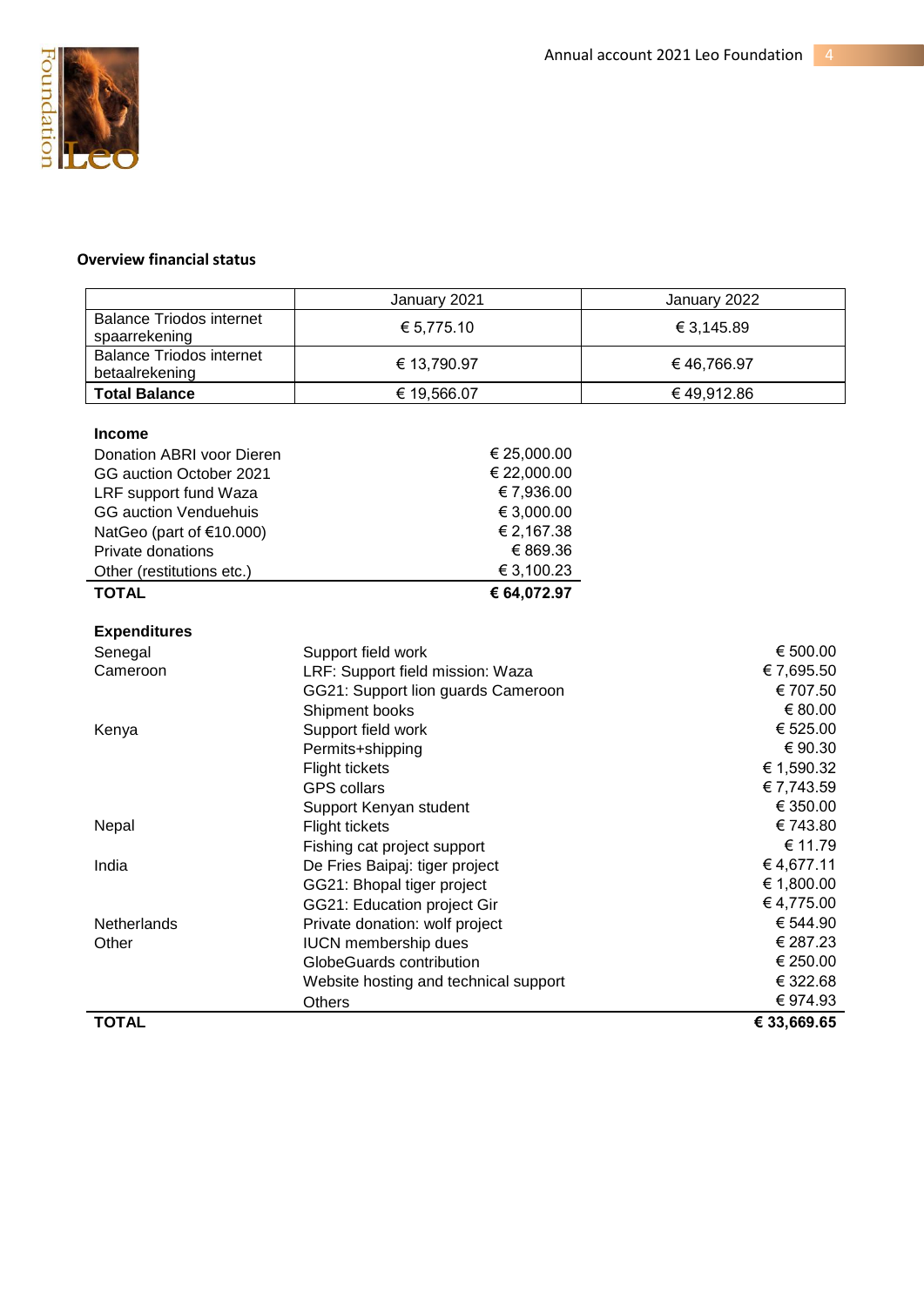**Overview financial status**

| | January 2021 | January 2022 |
|---|---|---|
| Balance Triodos internet spaarrekening | € 5,775.10 | € 3,145.89 |
| Balance Triodos internet betaalrekening | € 13,790.97 | € 46,766.97 |
| **Total Balance** | € 19,566.07 | € 49,912.86 |

**Income**

| | |
|---|---|
| Donation ABRI voor Dieren | € 25,000.00 |
| GG auction October 2021 | € 22,000.00 |
| LRF support fund Waza | € 7,936.00 |
| GG auction Venduehuis | € 3,000.00 |
| NatGeo (part of €10.000) | € 2,167.38 |
| Private donations | € 869.36 |
| Other (restitutions etc.) | € 3,100.23 |
| **TOTAL** | **€ 64,072.97** |

**Expenditures**

| | | |
|---|---|---|
| Senegal | Support field work | € 500.00 |
| Cameroon | LRF: Support field mission: Waza | € 7,695.50 |
| | GG21: Support lion guards Cameroon | € 707.50 |
| | Shipment books | € 80.00 |
| Kenya | Support field work | € 525.00 |
| | Permits+shipping | € 90.30 |
| | Flight tickets | € 1,590.32 |
| | GPS collars | € 7,743.59 |
| | Support Kenyan student | € 350.00 |
| Nepal | Flight tickets | € 743.80 |
| | Fishing cat project support | € 11.79 |
| India | De Fries Baipaj: tiger project | € 4,677.11 |
| | GG21: Bhopal tiger project | € 1,800.00 |
| | GG21: Education project Gir | € 4,775.00 |
| Netherlands | Private donation: wolf project | € 544.90 |
| Other | IUCN membership dues | € 287.23 |
| | GlobeGuards contribution | € 250.00 |
| | Website hosting and technical support | € 322.68 |
| | Others | € 974.93 |
| **TOTAL** | | **€ 33,669.65** |